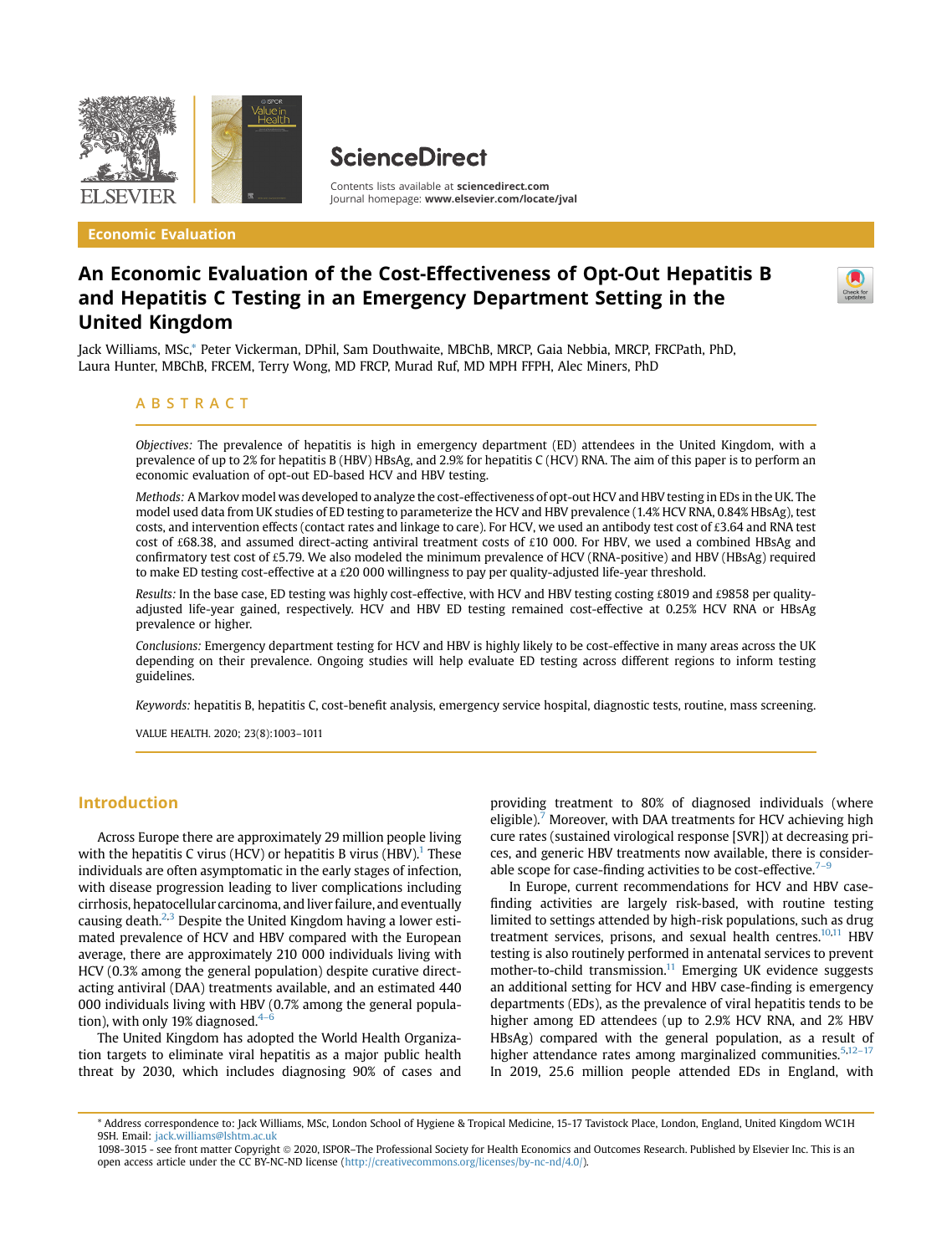Economic Evaluation

# An Economic Evaluation of the Cost-Effectiveness of Opt-Out Hepatitis B and Hepatitis C Testing in an Emergency Department Setting in the United Kingdom

Jack Williams, MSc,* Peter Vickerman, DPhil, Sam Douthwaite, MBChB, MRCP, Gaia Nebbia, MRCP, FRCPath, PhD, Laura Hunter, MBChB, FRCEM, Terry Wong, MD FRCP, Murad Ruf, MD MPH FFPH, Alec Miners, PhD

## ABSTRACT

*Objectives:* The prevalence of hepatitis is high in emergency department (ED) attendees in the United Kingdom, with a prevalence of up to 2% for hepatitis B (HBV) HBsAg, and 2.9% for hepatitis C (HCV) RNA. The aim of this paper is to perform an economic evaluation of opt-out ED-based HCV and HBV testing.

*Methods:* A Markov model was developed to analyze the cost-effectiveness of opt-out HCV and HBV testing in EDs in the UK. The model used data from UK studies of ED testing to parameterize the HCV and HBV prevalence (1.4% HCV RNA, 0.84% HBsAg), test costs, and intervention effects (contact rates and linkage to care). For HCV, we used an antibody test cost of £3.64 and RNA test cost of £68.38, and assumed direct-acting antiviral treatment costs of £10 000. For HBV, we used a combined HBsAg and confirmatory test cost of £5.79. We also modeled the minimum prevalence of HCV (RNA-positive) and HBV (HBsAg) required to make ED testing cost-effective at a £20 000 willingness to pay per quality-adjusted life-year threshold.

*Results:* In the base case, ED testing was highly cost-effective, with HCV and HBV testing costing £8019 and £9858 per quality-adjusted life-year gained, respectively. HCV and HBV ED testing remained cost-effective at 0.25% HCV RNA or HBsAg prevalence or higher.

*Conclusions:* Emergency department testing for HCV and HBV is highly likely to be cost-effective in many areas across the UK depending on their prevalence. Ongoing studies will help evaluate ED testing across different regions to inform testing guidelines.

*Keywords:* hepatitis B, hepatitis C, cost-benefit analysis, emergency service hospital, diagnostic tests, routine, mass screening.

VALUE HEALTH. 2020; 23(8):1003–1011

## Introduction

Across Europe there are approximately 29 million people living with the hepatitis C virus (HCV) or hepatitis B virus (HBV).[1] These individuals are often asymptomatic in the early stages of infection, with disease progression leading to liver complications including cirrhosis, hepatocellular carcinoma, and liver failure, and eventually causing death.[2,3] Despite the United Kingdom having a lower estimated prevalence of HCV and HBV compared with the European average, there are approximately 210 000 individuals living with HCV (0.3% among the general population) despite curative direct-acting antiviral (DAA) treatments available, and an estimated 440 000 individuals living with HBV (0.7% among the general population), with only 19% diagnosed.[4–6]

The United Kingdom has adopted the World Health Organization targets to eliminate viral hepatitis as a major public health threat by 2030, which includes diagnosing 90% of cases and providing treatment to 80% of diagnosed individuals (where eligible).[7] Moreover, with DAA treatments for HCV achieving high cure rates (sustained virological response [SVR]) at decreasing prices, and generic HBV treatments now available, there is considerable scope for case-finding activities to be cost-effective.[7–9]

In Europe, current recommendations for HCV and HBV case-finding activities are largely risk-based, with routine testing limited to settings attended by high-risk populations, such as drug treatment services, prisons, and sexual health centres.[10,11] HBV testing is also routinely performed in antenatal services to prevent mother-to-child transmission.[11] Emerging UK evidence suggests an additional setting for HCV and HBV case-finding is emergency departments (EDs), as the prevalence of viral hepatitis tends to be higher among ED attendees (up to 2.9% HCV RNA, and 2% HBV HBsAg) compared with the general population, as a result of higher attendance rates among marginalized communities.[5,12–17] In 2019, 25.6 million people attended EDs in England, with

* Address correspondence to: Jack Williams, MSc, London School of Hygiene & Tropical Medicine, 15-17 Tavistock Place, London, England, United Kingdom WC1H 9SH. Email: jack.williams@lshtm.ac.uk

1098-3015 - see front matter Copyright © 2020, ISPOR–The Professional Society for Health Economics and Outcomes Research. Published by Elsevier Inc. This is an open access article under the CC BY-NC-ND license (http://creativecommons.org/licenses/by-nc-nd/4.0/).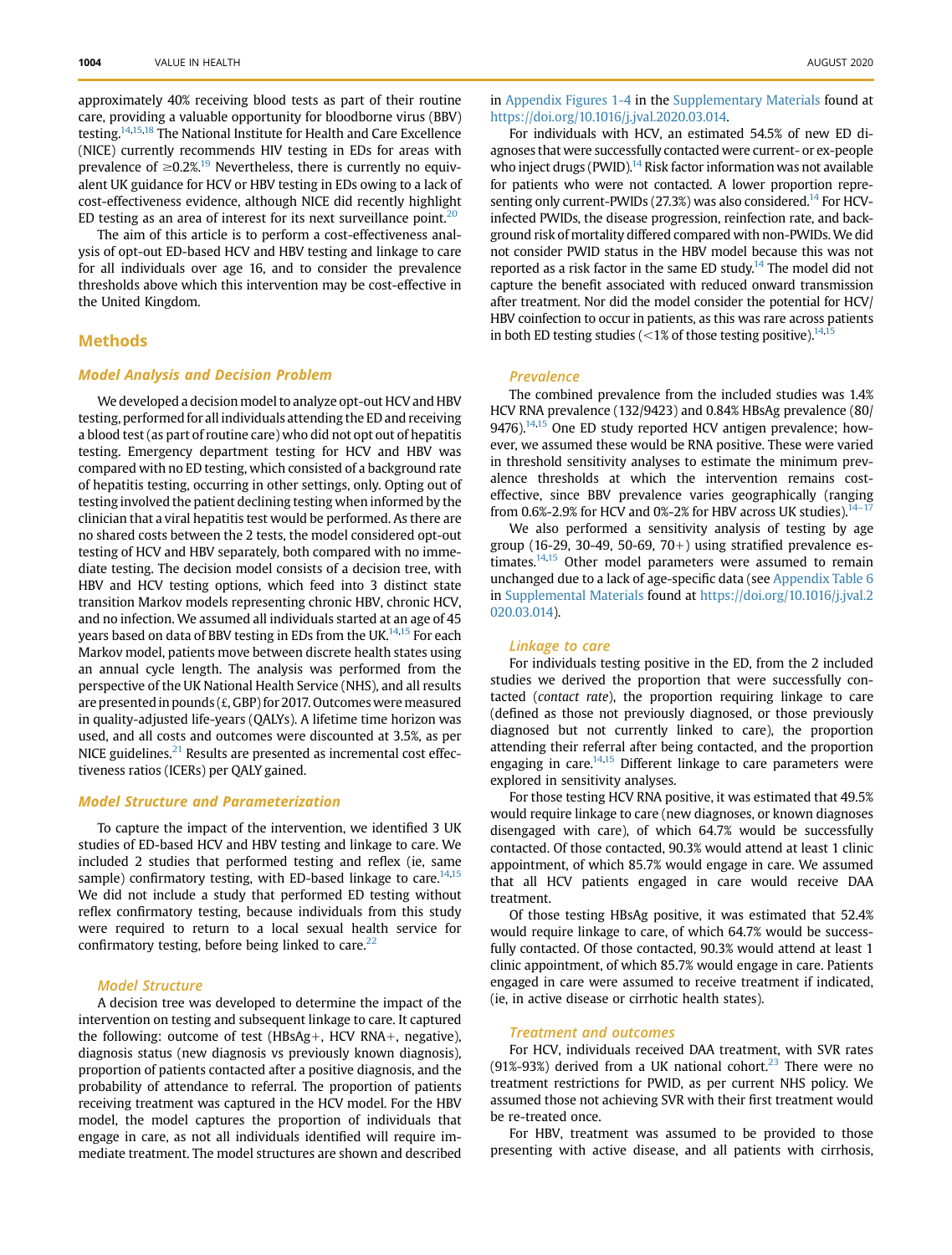approximately 40% receiving blood tests as part of their routine care, providing a valuable opportunity for bloodborne virus (BBV) testing.[14,15,18] The National Institute for Health and Care Excellence (NICE) currently recommends HIV testing in EDs for areas with prevalence of ≥0.2%.[19] Nevertheless, there is currently no equivalent UK guidance for HCV or HBV testing in EDs owing to a lack of cost-effectiveness evidence, although NICE did recently highlight ED testing as an area of interest for its next surveillance point.[20]

The aim of this article is to perform a cost-effectiveness analysis of opt-out ED-based HCV and HBV testing and linkage to care for all individuals over age 16, and to consider the prevalence thresholds above which this intervention may be cost-effective in the United Kingdom.

## Methods

### Model Analysis and Decision Problem

We developed a decision model to analyze opt-out HCV and HBV testing, performed for all individuals attending the ED and receiving a blood test (as part of routine care) who did not opt out of hepatitis testing. Emergency department testing for HCV and HBV was compared with no ED testing, which consisted of a background rate of hepatitis testing, occurring in other settings, only. Opting out of testing involved the patient declining testing when informed by the clinician that a viral hepatitis test would be performed. As there are no shared costs between the 2 tests, the model considered opt-out testing of HCV and HBV separately, both compared with no immediate testing. The decision model consists of a decision tree, with HBV and HCV testing options, which feed into 3 distinct state transition Markov models representing chronic HBV, chronic HCV, and no infection. We assumed all individuals started at an age of 45 years based on data of BBV testing in EDs from the UK.[14,15] For each Markov model, patients move between discrete health states using an annual cycle length. The analysis was performed from the perspective of the UK National Health Service (NHS), and all results are presented in pounds (£, GBP) for 2017. Outcomes were measured in quality-adjusted life-years (QALYs). A lifetime time horizon was used, and all costs and outcomes were discounted at 3.5%, as per NICE guidelines.[21] Results are presented as incremental cost effectiveness ratios (ICERs) per QALY gained.

### Model Structure and Parameterization

To capture the impact of the intervention, we identified 3 UK studies of ED-based HCV and HBV testing and linkage to care. We included 2 studies that performed testing and reflex (ie, same sample) confirmatory testing, with ED-based linkage to care.[14,15] We did not include a study that performed ED testing without reflex confirmatory testing, because individuals from this study were required to return to a local sexual health service for confirmatory testing, before being linked to care.[22]

#### Model Structure

A decision tree was developed to determine the impact of the intervention on testing and subsequent linkage to care. It captured the following: outcome of test (HBsAg+, HCV RNA+, negative), diagnosis status (new diagnosis vs previously known diagnosis), proportion of patients contacted after a positive diagnosis, and the probability of attendance to referral. The proportion of patients receiving treatment was captured in the HCV model. For the HBV model, the model captures the proportion of individuals that engage in care, as not all individuals identified will require immediate treatment. The model structures are shown and described in Appendix Figures 1-4 in the Supplementary Materials found at https://doi.org/10.1016/j.jval.2020.03.014.

For individuals with HCV, an estimated 54.5% of new ED diagnoses that were successfully contacted were current- or ex-people who inject drugs (PWID).[14] Risk factor information was not available for patients who were not contacted. A lower proportion representing only current-PWIDs (27.3%) was also considered.[14] For HCV-infected PWIDs, the disease progression, reinfection rate, and background risk of mortality differed compared with non-PWIDs. We did not consider PWID status in the HBV model because this was not reported as a risk factor in the same ED study.[14] The model did not capture the benefit associated with reduced onward transmission after treatment. Nor did the model consider the potential for HCV/HBV coinfection to occur in patients, as this was rare across patients in both ED testing studies (<1% of those testing positive).[14,15]

#### Prevalence

The combined prevalence from the included studies was 1.4% HCV RNA prevalence (132/9423) and 0.84% HBsAg prevalence (80/9476).[14,15] One ED study reported HCV antigen prevalence; however, we assumed these would be RNA positive. These were varied in threshold sensitivity analyses to estimate the minimum prevalence thresholds at which the intervention remains cost-effective, since BBV prevalence varies geographically (ranging from 0.6%-2.9% for HCV and 0%-2% for HBV across UK studies).[14–17]

We also performed a sensitivity analysis of testing by age group (16-29, 30-49, 50-69, 70+) using stratified prevalence estimates.[14,15] Other model parameters were assumed to remain unchanged due to a lack of age-specific data (see Appendix Table 6 in Supplemental Materials found at https://doi.org/10.1016/j.jval.2020.03.014).

#### Linkage to care

For individuals testing positive in the ED, from the 2 included studies we derived the proportion that were successfully contacted (*contact rate*), the proportion requiring linkage to care (defined as those not previously diagnosed, or those previously diagnosed but not currently linked to care), the proportion attending their referral after being contacted, and the proportion engaging in care.[14,15] Different linkage to care parameters were explored in sensitivity analyses.

For those testing HCV RNA positive, it was estimated that 49.5% would require linkage to care (new diagnoses, or known diagnoses disengaged with care), of which 64.7% would be successfully contacted. Of those contacted, 90.3% would attend at least 1 clinic appointment, of which 85.7% would engage in care. We assumed that all HCV patients engaged in care would receive DAA treatment.

Of those testing HBsAg positive, it was estimated that 52.4% would require linkage to care, of which 64.7% would be successfully contacted. Of those contacted, 90.3% would attend at least 1 clinic appointment, of which 85.7% would engage in care. Patients engaged in care were assumed to receive treatment if indicated, (ie, in active disease or cirrhotic health states).

#### Treatment and outcomes

For HCV, individuals received DAA treatment, with SVR rates (91%-93%) derived from a UK national cohort.[23] There were no treatment restrictions for PWID, as per current NHS policy. We assumed those not achieving SVR with their first treatment would be re-treated once.

For HBV, treatment was assumed to be provided to those presenting with active disease, and all patients with cirrhosis,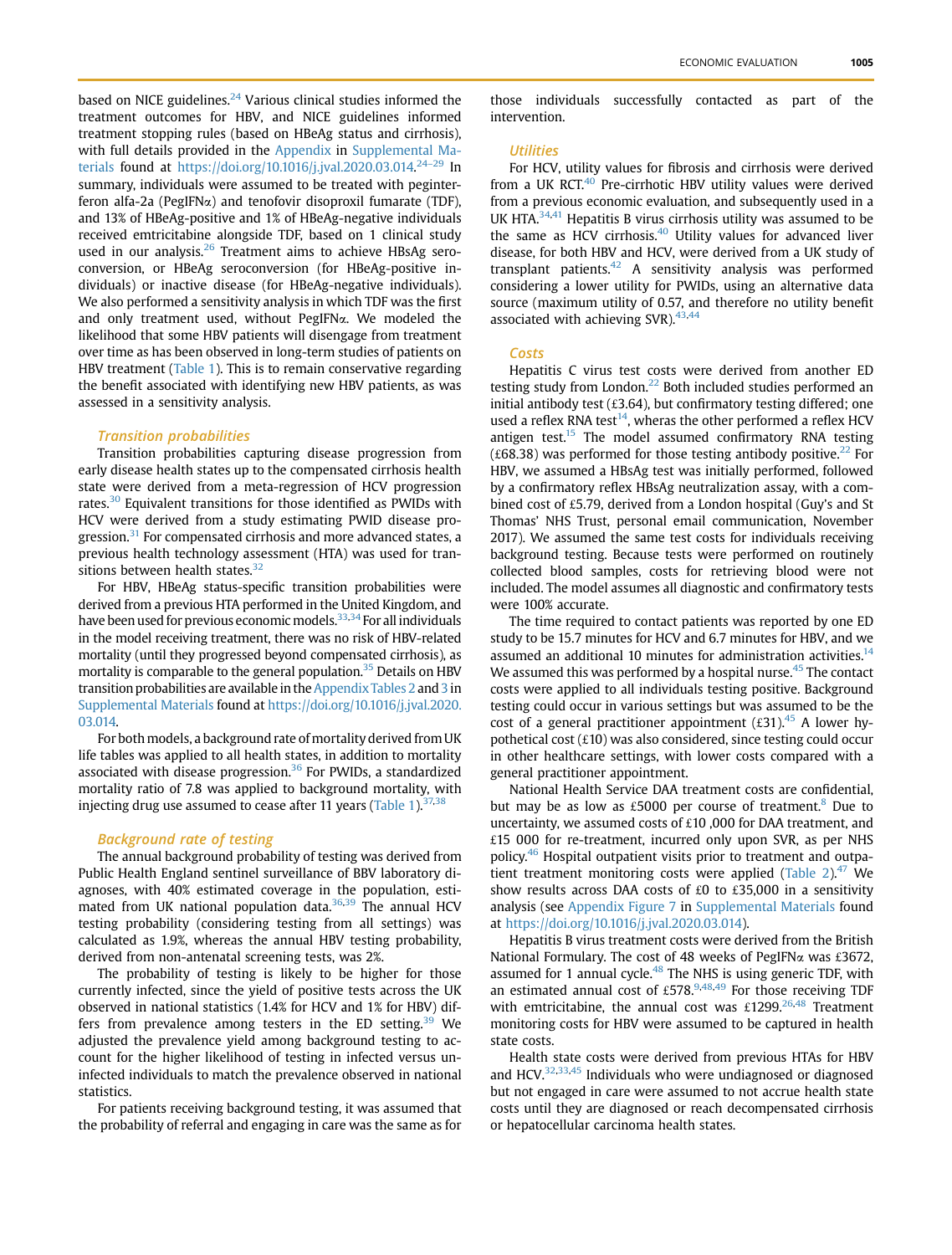based on NICE guidelines.[24] Various clinical studies informed the treatment outcomes for HBV, and NICE guidelines informed treatment stopping rules (based on HBeAg status and cirrhosis), with full details provided in the Appendix in Supplemental Materials found at https://doi.org/10.1016/j.jval.2020.03.014.[24–29] In summary, individuals were assumed to be treated with peginterferon alfa-2a (PegIFNα) and tenofovir disoproxil fumarate (TDF), and 13% of HBeAg-positive and 1% of HBeAg-negative individuals received emtricitabine alongside TDF, based on 1 clinical study used in our analysis.[26] Treatment aims to achieve HBsAg seroconversion, or HBeAg seroconversion (for HBeAg-positive individuals) or inactive disease (for HBeAg-negative individuals). We also performed a sensitivity analysis in which TDF was the first and only treatment used, without PegIFNα. We modeled the likelihood that some HBV patients will disengage from treatment over time as has been observed in long-term studies of patients on HBV treatment (Table 1). This is to remain conservative regarding the benefit associated with identifying new HBV patients, as was assessed in a sensitivity analysis.

### Transition probabilities

Transition probabilities capturing disease progression from early disease health states up to the compensated cirrhosis health state were derived from a meta-regression of HCV progression rates.[30] Equivalent transitions for those identified as PWIDs with HCV were derived from a study estimating PWID disease progression.[31] For compensated cirrhosis and more advanced states, a previous health technology assessment (HTA) was used for transitions between health states.[32]

For HBV, HBeAg status-specific transition probabilities were derived from a previous HTA performed in the United Kingdom, and have been used for previous economic models.[33,34] For all individuals in the model receiving treatment, there was no risk of HBV-related mortality (until they progressed beyond compensated cirrhosis), as mortality is comparable to the general population.[35] Details on HBV transition probabilities are available in the Appendix Tables 2 and 3 in Supplemental Materials found at https://doi.org/10.1016/j.jval.2020.03.014.

For both models, a background rate of mortality derived from UK life tables was applied to all health states, in addition to mortality associated with disease progression.[36] For PWIDs, a standardized mortality ratio of 7.8 was applied to background mortality, with injecting drug use assumed to cease after 11 years (Table 1).[37,38]

### Background rate of testing

The annual background probability of testing was derived from Public Health England sentinel surveillance of BBV laboratory diagnoses, with 40% estimated coverage in the population, estimated from UK national population data.[36,39] The annual HCV testing probability (considering testing from all settings) was calculated as 1.9%, whereas the annual HBV testing probability, derived from non-antenatal screening tests, was 2%.

The probability of testing is likely to be higher for those currently infected, since the yield of positive tests across the UK observed in national statistics (1.4% for HCV and 1% for HBV) differs from prevalence among testers in the ED setting.[39] We adjusted the prevalence yield among background testing to account for the higher likelihood of testing in infected versus uninfected individuals to match the prevalence observed in national statistics.

For patients receiving background testing, it was assumed that the probability of referral and engaging in care was the same as for those individuals successfully contacted as part of the intervention.

### Utilities

For HCV, utility values for fibrosis and cirrhosis were derived from a UK RCT.[40] Pre-cirrhotic HBV utility values were derived from a previous economic evaluation, and subsequently used in a UK HTA.[34,41] Hepatitis B virus cirrhosis utility was assumed to be the same as HCV cirrhosis.[40] Utility values for advanced liver disease, for both HBV and HCV, were derived from a UK study of transplant patients.[42] A sensitivity analysis was performed considering a lower utility for PWIDs, using an alternative data source (maximum utility of 0.57, and therefore no utility benefit associated with achieving SVR).[43,44]

### Costs

Hepatitis C virus test costs were derived from another ED testing study from London.[22] Both included studies performed an initial antibody test (£3.64), but confirmatory testing differed; one used a reflex RNA test[14], wheras the other performed a reflex HCV antigen test.[15] The model assumed confirmatory RNA testing (£68.38) was performed for those testing antibody positive.[22] For HBV, we assumed a HBsAg test was initially performed, followed by a confirmatory reflex HBsAg neutralization assay, with a combined cost of £5.79, derived from a London hospital (Guy's and St Thomas' NHS Trust, personal email communication, November 2017). We assumed the same test costs for individuals receiving background testing. Because tests were performed on routinely collected blood samples, costs for retrieving blood were not included. The model assumes all diagnostic and confirmatory tests were 100% accurate.

The time required to contact patients was reported by one ED study to be 15.7 minutes for HCV and 6.7 minutes for HBV, and we assumed an additional 10 minutes for administration activities.[14] We assumed this was performed by a hospital nurse.[45] The contact costs were applied to all individuals testing positive. Background testing could occur in various settings but was assumed to be the cost of a general practitioner appointment (£31).[45] A lower hypothetical cost (£10) was also considered, since testing could occur in other healthcare settings, with lower costs compared with a general practitioner appointment.

National Health Service DAA treatment costs are confidential, but may be as low as £5000 per course of treatment.[8] Due to uncertainty, we assumed costs of £10 ,000 for DAA treatment, and £15 000 for re-treatment, incurred only upon SVR, as per NHS policy.[46] Hospital outpatient visits prior to treatment and outpatient treatment monitoring costs were applied (Table 2).[47] We show results across DAA costs of £0 to £35,000 in a sensitivity analysis (see Appendix Figure 7 in Supplemental Materials found at https://doi.org/10.1016/j.jval.2020.03.014).

Hepatitis B virus treatment costs were derived from the British National Formulary. The cost of 48 weeks of PegIFNα was £3672, assumed for 1 annual cycle.[48] The NHS is using generic TDF, with an estimated annual cost of £578.[9,48,49] For those receiving TDF with emtricitabine, the annual cost was £1299.[26,48] Treatment monitoring costs for HBV were assumed to be captured in health state costs.

Health state costs were derived from previous HTAs for HBV and HCV.[32,33,45] Individuals who were undiagnosed or diagnosed but not engaged in care were assumed to not accrue health state costs until they are diagnosed or reach decompensated cirrhosis or hepatocellular carcinoma health states.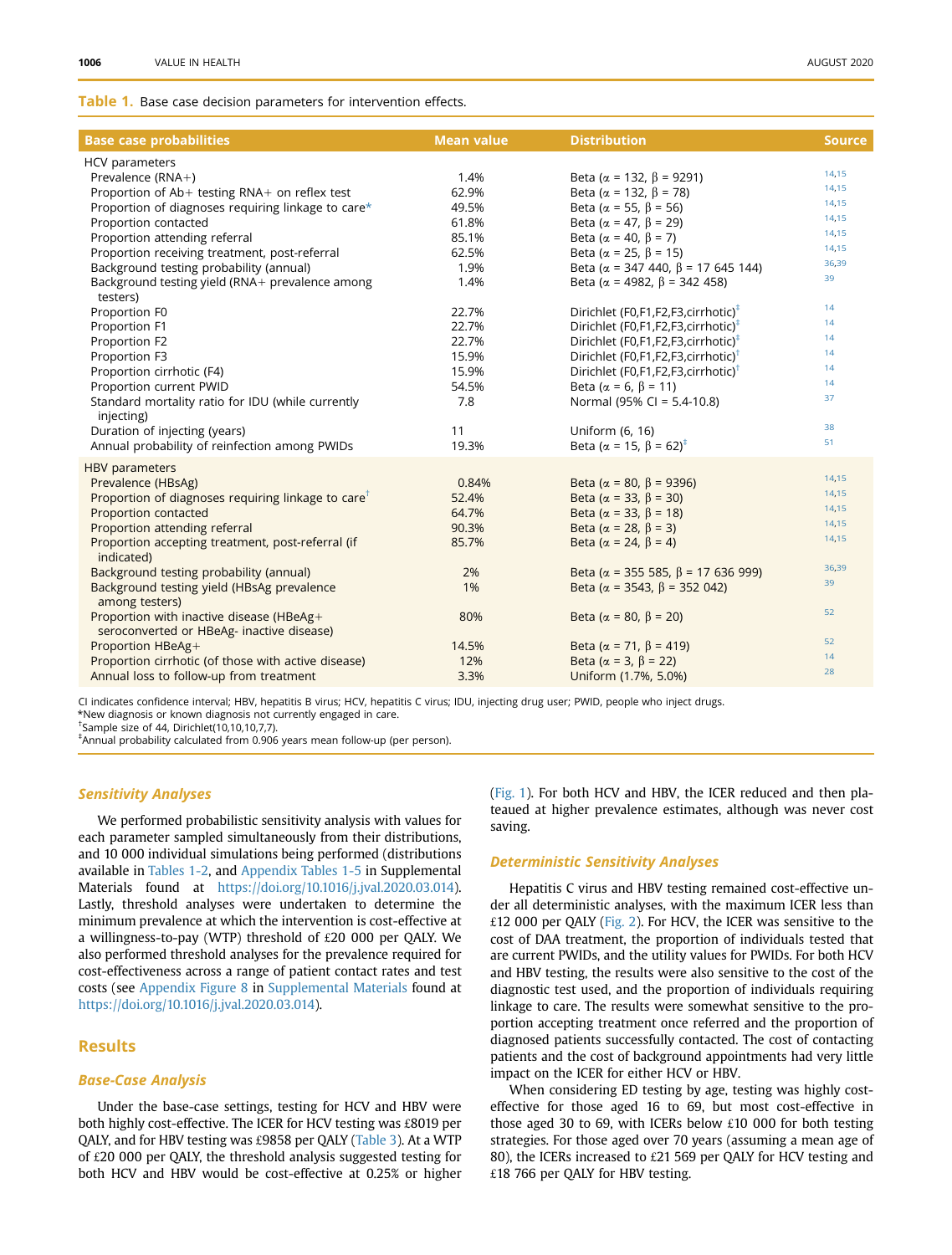**Table 1.** Base case decision parameters for intervention effects.

| Base case probabilities | Mean value | Distribution | Source |
|---|---|---|---|
| HCV parameters | | | |
| Prevalence (RNA+) | 1.4% | Beta (α = 132, β = 9291) | [14,15] |
| Proportion of Ab+ testing RNA+ on reflex test | 62.9% | Beta (α = 132, β = 78) | [14,15] |
| Proportion of diagnoses requiring linkage to care* | 49.5% | Beta (α = 55, β = 56) | [14,15] |
| Proportion contacted | 61.8% | Beta (α = 47, β = 29) | [14,15] |
| Proportion attending referral | 85.1% | Beta (α = 40, β = 7) | [14,15] |
| Proportion receiving treatment, post-referral | 62.5% | Beta (α = 25, β = 15) | [14,15] |
| Background testing probability (annual) | 1.9% | Beta (α = 347 440, β = 17 645 144) | [36,39] |
| Background testing yield (RNA+ prevalence among testers) | 1.4% | Beta (α = 4982, β = 342 458) | [39] |
| Proportion F0 | 22.7% | Dirichlet (F0,F1,F2,F3,cirrhotic)[†] | [14] |
| Proportion F1 | 22.7% | Dirichlet (F0,F1,F2,F3,cirrhotic)[†] | [14] |
| Proportion F2 | 22.7% | Dirichlet (F0,F1,F2,F3,cirrhotic)[†] | [14] |
| Proportion F3 | 15.9% | Dirichlet (F0,F1,F2,F3,cirrhotic)[†] | [14] |
| Proportion cirrhotic (F4) | 15.9% | Dirichlet (F0,F1,F2,F3,cirrhotic)[†] | [14] |
| Proportion current PWID | 54.5% | Beta (α = 6, β = 11) | [14] |
| Standard mortality ratio for IDU (while currently injecting) | 7.8 | Normal (95% CI = 5.4-10.8) | [37] |
| Duration of injecting (years) | 11 | Uniform (6, 16) | [38] |
| Annual probability of reinfection among PWIDs | 19.3% | Beta (α = 15, β = 62)[‡] | [51] |
| HBV parameters | | | |
| Prevalence (HBsAg) | 0.84% | Beta (α = 80, β = 9396) | [14,15] |
| Proportion of diagnoses requiring linkage to care[†] | 52.4% | Beta (α = 33, β = 30) | [14,15] |
| Proportion contacted | 64.7% | Beta (α = 33, β = 18) | [14,15] |
| Proportion attending referral | 90.3% | Beta (α = 28, β = 3) | [14,15] |
| Proportion accepting treatment, post-referral (if indicated) | 85.7% | Beta (α = 24, β = 4) | [14,15] |
| Background testing probability (annual) | 2% | Beta (α = 355 585, β = 17 636 999) | [36,39] |
| Background testing yield (HBsAg prevalence among testers) | 1% | Beta (α = 3543, β = 352 042) | [39] |
| Proportion with inactive disease (HBeAg+ seroconverted or HBeAg- inactive disease) | 80% | Beta (α = 80, β = 20) | [52] |
| Proportion HBeAg+ | 14.5% | Beta (α = 71, β = 419) | [52] |
| Proportion cirrhotic (of those with active disease) | 12% | Beta (α = 3, β = 22) | [14] |
| Annual loss to follow-up from treatment | 3.3% | Uniform (1.7%, 5.0%) | [28] |

CI indicates confidence interval; HBV, hepatitis B virus; HCV, hepatitis C virus; IDU, injecting drug user; PWID, people who inject drugs.
*New diagnosis or known diagnosis not currently engaged in care.
†Sample size of 44, Dirichlet(10,10,10,7,7).
‡Annual probability calculated from 0.906 years mean follow-up (per person).

### Sensitivity Analyses

We performed probabilistic sensitivity analysis with values for each parameter sampled simultaneously from their distributions, and 10 000 individual simulations being performed (distributions available in Tables 1-2, and Appendix Tables 1-5 in Supplemental Materials found at https://doi.org/10.1016/j.jval.2020.03.014). Lastly, threshold analyses were undertaken to determine the minimum prevalence at which the intervention is cost-effective at a willingness-to-pay (WTP) threshold of £20 000 per QALY. We also performed threshold analyses for the prevalence required for cost-effectiveness across a range of patient contact rates and test costs (see Appendix Figure 8 in Supplemental Materials found at https://doi.org/10.1016/j.jval.2020.03.014).

## Results

### Base-Case Analysis

Under the base-case settings, testing for HCV and HBV were both highly cost-effective. The ICER for HCV testing was £8019 per QALY, and for HBV testing was £9858 per QALY (Table 3). At a WTP of £20 000 per QALY, the threshold analysis suggested testing for both HCV and HBV would be cost-effective at 0.25% or higher (Fig. 1). For both HCV and HBV, the ICER reduced and then plateaued at higher prevalence estimates, although was never cost saving.

### Deterministic Sensitivity Analyses

Hepatitis C virus and HBV testing remained cost-effective under all deterministic analyses, with the maximum ICER less than £12 000 per QALY (Fig. 2). For HCV, the ICER was sensitive to the cost of DAA treatment, the proportion of individuals tested that are current PWIDs, and the utility values for PWIDs. For both HCV and HBV testing, the results were also sensitive to the cost of the diagnostic test used, and the proportion of individuals requiring linkage to care. The results were somewhat sensitive to the proportion accepting treatment once referred and the proportion of diagnosed patients successfully contacted. The cost of contacting patients and the cost of background appointments had very little impact on the ICER for either HCV or HBV.

When considering ED testing by age, testing was highly cost-effective for those aged 16 to 69, but most cost-effective in those aged 30 to 69, with ICERs below £10 000 for both testing strategies. For those aged over 70 years (assuming a mean age of 80), the ICERs increased to £21 569 per QALY for HCV testing and £18 766 per QALY for HBV testing.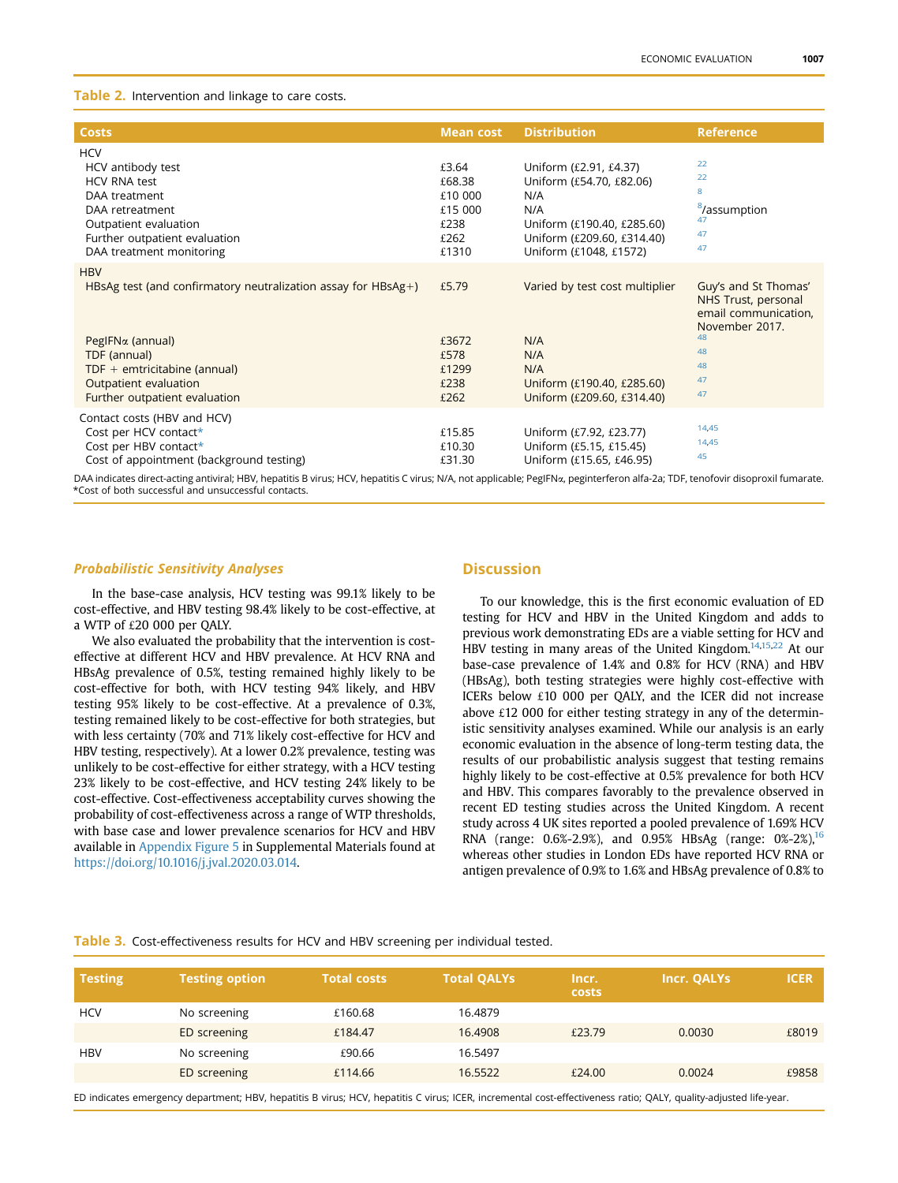**Table 2.** Intervention and linkage to care costs.

| Costs | Mean cost | Distribution | Reference |
|---|---|---|---|
| HCV | | | |
| HCV antibody test | £3.64 | Uniform (£2.91, £4.37) | [22] |
| HCV RNA test | £68.38 | Uniform (£54.70, £82.06) | [22] |
| DAA treatment | £10 000 | N/A | [8] |
| DAA retreatment | £15 000 | N/A | [8]/assumption |
| Outpatient evaluation | £238 | Uniform (£190.40, £285.60) | [47] |
| Further outpatient evaluation | £262 | Uniform (£209.60, £314.40) | [47] |
| DAA treatment monitoring | £1310 | Uniform (£1048, £1572) | [47] |
| HBV | | | |
| HBsAg test (and confirmatory neutralization assay for HBsAg+) | £5.79 | Varied by test cost multiplier | Guy's and St Thomas' NHS Trust, personal email communication, November 2017. |
| PegIFNα (annual) | £3672 | N/A | [48] |
| TDF (annual) | £578 | N/A | [48] |
| TDF + emtricitabine (annual) | £1299 | N/A | [48] |
| Outpatient evaluation | £238 | Uniform (£190.40, £285.60) | [47] |
| Further outpatient evaluation | £262 | Uniform (£209.60, £314.40) | [47] |
| Contact costs (HBV and HCV) | | | |
| Cost per HCV contact* | £15.85 | Uniform (£7.92, £23.77) | [14,45] |
| Cost per HBV contact* | £10.30 | Uniform (£5.15, £15.45) | [14,45] |
| Cost of appointment (background testing) | £31.30 | Uniform (£15.65, £46.95) | [45] |

DAA indicates direct-acting antiviral; HBV, hepatitis B virus; HCV, hepatitis C virus; N/A, not applicable; PegIFNα, peginterferon alfa-2a; TDF, tenofovir disoproxil fumarate.
*Cost of both successful and unsuccessful contacts.

### Probabilistic Sensitivity Analyses

In the base-case analysis, HCV testing was 99.1% likely to be cost-effective, and HBV testing 98.4% likely to be cost-effective, at a WTP of £20 000 per QALY.

We also evaluated the probability that the intervention is cost-effective at different HCV and HBV prevalence. At HCV RNA and HBsAg prevalence of 0.5%, testing remained highly likely to be cost-effective for both, with HCV testing 94% likely, and HBV testing 95% likely to be cost-effective. At a prevalence of 0.3%, testing remained likely to be cost-effective for both strategies, but with less certainty (70% and 71% likely cost-effective for HCV and HBV testing, respectively). At a lower 0.2% prevalence, testing was unlikely to be cost-effective for either strategy, with a HCV testing 23% likely to be cost-effective, and HCV testing 24% likely to be cost-effective. Cost-effectiveness acceptability curves showing the probability of cost-effectiveness across a range of WTP thresholds, with base case and lower prevalence scenarios for HCV and HBV available in Appendix Figure 5 in Supplemental Materials found at https://doi.org/10.1016/j.jval.2020.03.014.

## Discussion

To our knowledge, this is the first economic evaluation of ED testing for HCV and HBV in the United Kingdom and adds to previous work demonstrating EDs are a viable setting for HCV and HBV testing in many areas of the United Kingdom.[14,15,22] At our base-case prevalence of 1.4% and 0.8% for HCV (RNA) and HBV (HBsAg), both testing strategies were highly cost-effective with ICERs below £10 000 per QALY, and the ICER did not increase above £12 000 for either testing strategy in any of the deterministic sensitivity analyses examined. While our analysis is an early economic evaluation in the absence of long-term testing data, the results of our probabilistic analysis suggest that testing remains highly likely to be cost-effective at 0.5% prevalence for both HCV and HBV. This compares favorably to the prevalence observed in recent ED testing studies across the United Kingdom. A recent study across 4 UK sites reported a pooled prevalence of 1.69% HCV RNA (range: 0.6%-2.9%), and 0.95% HBsAg (range: 0%-2%),[16] whereas other studies in London EDs have reported HCV RNA or antigen prevalence of 0.9% to 1.6% and HBsAg prevalence of 0.8% to

**Table 3.** Cost-effectiveness results for HCV and HBV screening per individual tested.

| Testing | Testing option | Total costs | Total QALYs | Incr. costs | Incr. QALYs | ICER |
|---|---|---|---|---|---|---|
| HCV | No screening | £160.68 | 16.4879 | | | |
| | ED screening | £184.47 | 16.4908 | £23.79 | 0.0030 | £8019 |
| HBV | No screening | £90.66 | 16.5497 | | | |
| | ED screening | £114.66 | 16.5522 | £24.00 | 0.0024 | £9858 |

ED indicates emergency department; HBV, hepatitis B virus; HCV, hepatitis C virus; ICER, incremental cost-effectiveness ratio; QALY, quality-adjusted life-year.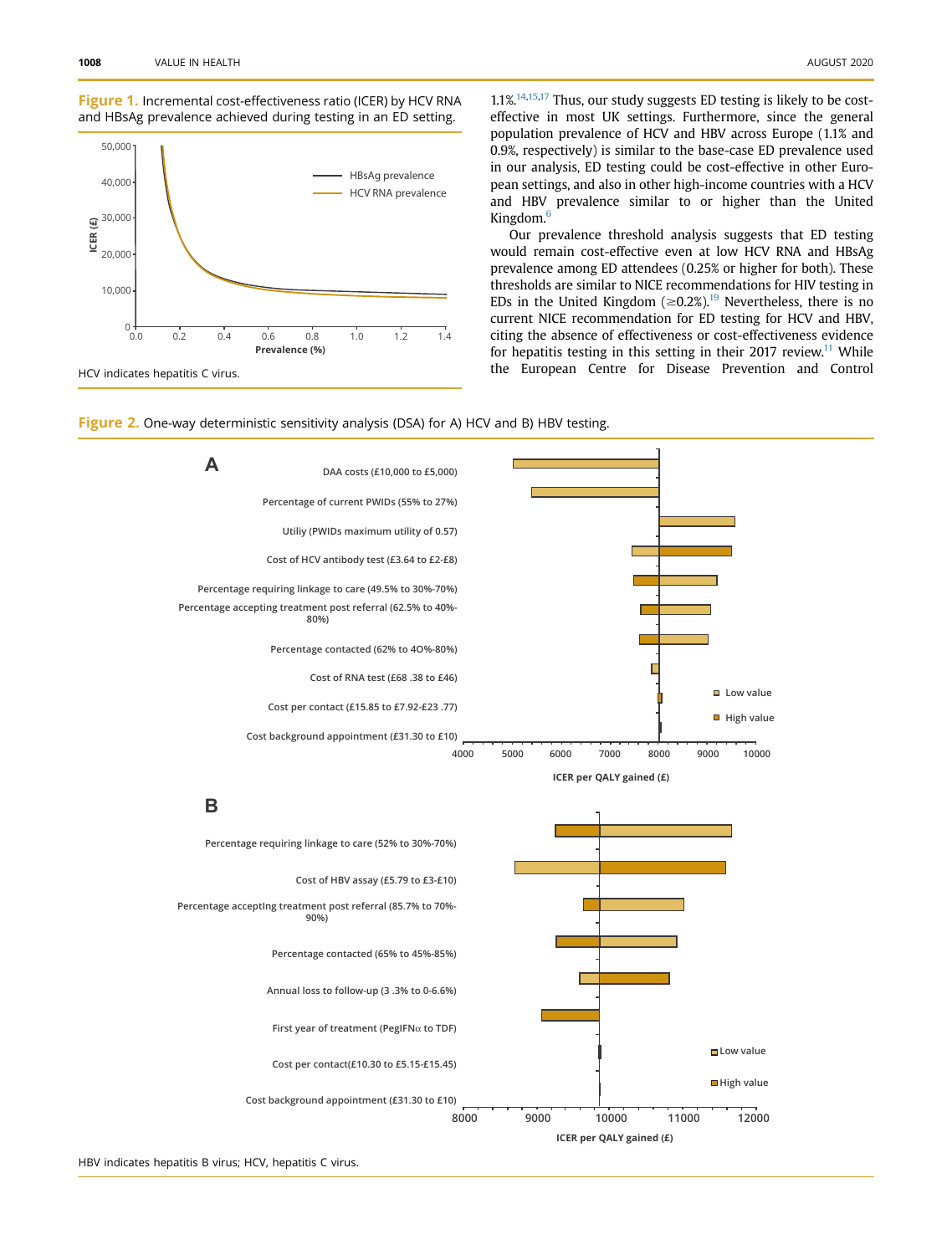**Figure 1.** Incremental cost-effectiveness ratio (ICER) by HCV RNA and HBsAg prevalence achieved during testing in an ED setting.

HCV indicates hepatitis C virus.

1.1%.[14,15,17] Thus, our study suggests ED testing is likely to be cost-effective in most UK settings. Furthermore, since the general population prevalence of HCV and HBV across Europe (1.1% and 0.9%, respectively) is similar to the base-case ED prevalence used in our analysis, ED testing could be cost-effective in other European settings, and also in other high-income countries with a HCV and HBV prevalence similar to or higher than the United Kingdom.[6]

Our prevalence threshold analysis suggests that ED testing would remain cost-effective even at low HCV RNA and HBsAg prevalence among ED attendees (0.25% or higher for both). These thresholds are similar to NICE recommendations for HIV testing in EDs in the United Kingdom (≥0.2%).[19] Nevertheless, there is no current NICE recommendation for ED testing for HCV and HBV, citing the absence of effectiveness or cost-effectiveness evidence for hepatitis testing in this setting in their 2017 review.[11] While the European Centre for Disease Prevention and Control

**Figure 2.** One-way deterministic sensitivity analysis (DSA) for A) HCV and B) HBV testing.

HBV indicates hepatitis B virus; HCV, hepatitis C virus.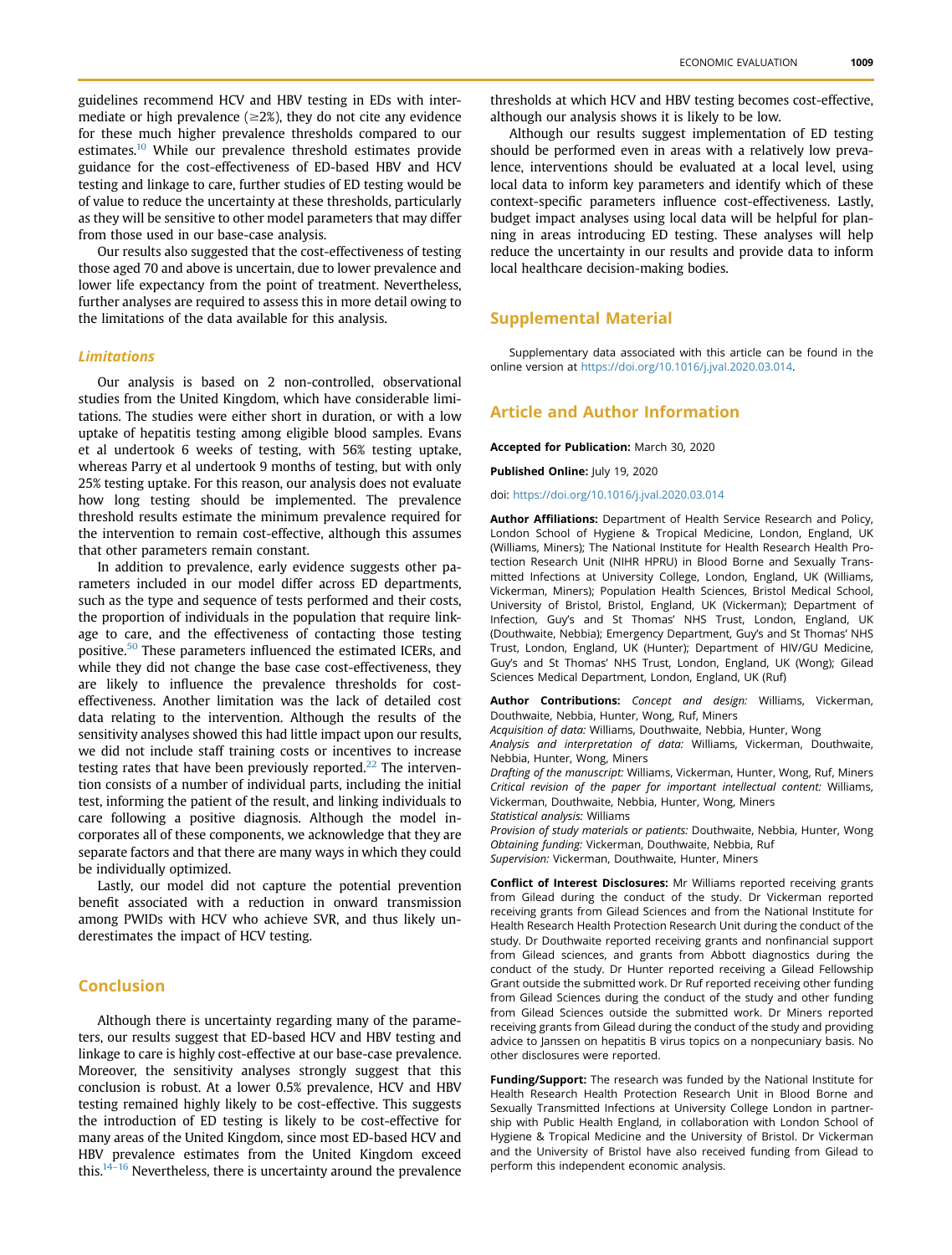guidelines recommend HCV and HBV testing in EDs with intermediate or high prevalence (≥2%), they do not cite any evidence for these much higher prevalence thresholds compared to our estimates.[10] While our prevalence threshold estimates provide guidance for the cost-effectiveness of ED-based HBV and HCV testing and linkage to care, further studies of ED testing would be of value to reduce the uncertainty at these thresholds, particularly as they will be sensitive to other model parameters that may differ from those used in our base-case analysis.

Our results also suggested that the cost-effectiveness of testing those aged 70 and above is uncertain, due to lower prevalence and lower life expectancy from the point of treatment. Nevertheless, further analyses are required to assess this in more detail owing to the limitations of the data available for this analysis.

### Limitations

Our analysis is based on 2 non-controlled, observational studies from the United Kingdom, which have considerable limitations. The studies were either short in duration, or with a low uptake of hepatitis testing among eligible blood samples. Evans et al undertook 6 weeks of testing, with 56% testing uptake, whereas Parry et al undertook 9 months of testing, but with only 25% testing uptake. For this reason, our analysis does not evaluate how long testing should be implemented. The prevalence threshold results estimate the minimum prevalence required for the intervention to remain cost-effective, although this assumes that other parameters remain constant.

In addition to prevalence, early evidence suggests other parameters included in our model differ across ED departments, such as the type and sequence of tests performed and their costs, the proportion of individuals in the population that require linkage to care, and the effectiveness of contacting those testing positive.[50] These parameters influenced the estimated ICERs, and while they did not change the base case cost-effectiveness, they are likely to influence the prevalence thresholds for cost-effectiveness. Another limitation was the lack of detailed cost data relating to the intervention. Although the results of the sensitivity analyses showed this had little impact upon our results, we did not include staff training costs or incentives to increase testing rates that have been previously reported.[22] The intervention consists of a number of individual parts, including the initial test, informing the patient of the result, and linking individuals to care following a positive diagnosis. Although the model incorporates all of these components, we acknowledge that they are separate factors and that there are many ways in which they could be individually optimized.

Lastly, our model did not capture the potential prevention benefit associated with a reduction in onward transmission among PWIDs with HCV who achieve SVR, and thus likely underestimates the impact of HCV testing.

## Conclusion

Although there is uncertainty regarding many of the parameters, our results suggest that ED-based HCV and HBV testing and linkage to care is highly cost-effective at our base-case prevalence. Moreover, the sensitivity analyses strongly suggest that this conclusion is robust. At a lower 0.5% prevalence, HCV and HBV testing remained highly likely to be cost-effective. This suggests the introduction of ED testing is likely to be cost-effective for many areas of the United Kingdom, since most ED-based HCV and HBV prevalence estimates from the United Kingdom exceed this.[14–16] Nevertheless, there is uncertainty around the prevalence thresholds at which HCV and HBV testing becomes cost-effective, although our analysis shows it is likely to be low.

Although our results suggest implementation of ED testing should be performed even in areas with a relatively low prevalence, interventions should be evaluated at a local level, using local data to inform key parameters and identify which of these context-specific parameters influence cost-effectiveness. Lastly, budget impact analyses using local data will be helpful for planning in areas introducing ED testing. These analyses will help reduce the uncertainty in our results and provide data to inform local healthcare decision-making bodies.

## Supplemental Material

Supplementary data associated with this article can be found in the online version at https://doi.org/10.1016/j.jval.2020.03.014.

## Article and Author Information

**Accepted for Publication:** March 30, 2020

**Published Online:** July 19, 2020

doi: https://doi.org/10.1016/j.jval.2020.03.014

**Author Affiliations:** Department of Health Service Research and Policy, London School of Hygiene & Tropical Medicine, London, England, UK (Williams, Miners); The National Institute for Health Research Health Protection Research Unit (NIHR HPRU) in Blood Borne and Sexually Transmitted Infections at University College, London, England, UK (Williams, Vickerman, Miners); Population Health Sciences, Bristol Medical School, University of Bristol, Bristol, England, UK (Vickerman); Department of Infection, Guy's and St Thomas' NHS Trust, London, England, UK (Douthwaite, Nebbia); Emergency Department, Guy's and St Thomas' NHS Trust, London, England, UK (Hunter); Department of HIV/GU Medicine, Guy's and St Thomas' NHS Trust, London, England, UK (Wong); Gilead Sciences Medical Department, London, England, UK (Ruf)

**Author Contributions:** *Concept and design:* Williams, Vickerman, Douthwaite, Nebbia, Hunter, Wong, Ruf, Miners
*Acquisition of data:* Williams, Douthwaite, Nebbia, Hunter, Wong
*Analysis and interpretation of data:* Williams, Vickerman, Douthwaite, Nebbia, Hunter, Wong, Miners
*Drafting of the manuscript:* Williams, Vickerman, Hunter, Wong, Ruf, Miners
*Critical revision of the paper for important intellectual content:* Williams, Vickerman, Douthwaite, Nebbia, Hunter, Wong, Miners
*Statistical analysis:* Williams
*Provision of study materials or patients:* Douthwaite, Nebbia, Hunter, Wong
*Obtaining funding:* Vickerman, Douthwaite, Nebbia, Ruf
*Supervision:* Vickerman, Douthwaite, Hunter, Miners

**Conflict of Interest Disclosures:** Mr Williams reported receiving grants from Gilead during the conduct of the study. Dr Vickerman reported receiving grants from Gilead Sciences and from the National Institute for Health Research Health Protection Research Unit during the conduct of the study. Dr Douthwaite reported receiving grants and nonfinancial support from Gilead sciences, and grants from Abbott diagnostics during the conduct of the study. Dr Hunter reported receiving a Gilead Fellowship Grant outside the submitted work. Dr Ruf reported receiving other funding from Gilead Sciences during the conduct of the study and other funding from Gilead Sciences outside the submitted work. Dr Miners reported receiving grants from Gilead during the conduct of the study and providing advice to Janssen on hepatitis B virus topics on a nonpecuniary basis. No other disclosures were reported.

**Funding/Support:** The research was funded by the National Institute for Health Research Health Protection Research Unit in Blood Borne and Sexually Transmitted Infections at University College London in partnership with Public Health England, in collaboration with London School of Hygiene & Tropical Medicine and the University of Bristol. Dr Vickerman and the University of Bristol have also received funding from Gilead to perform this independent economic analysis.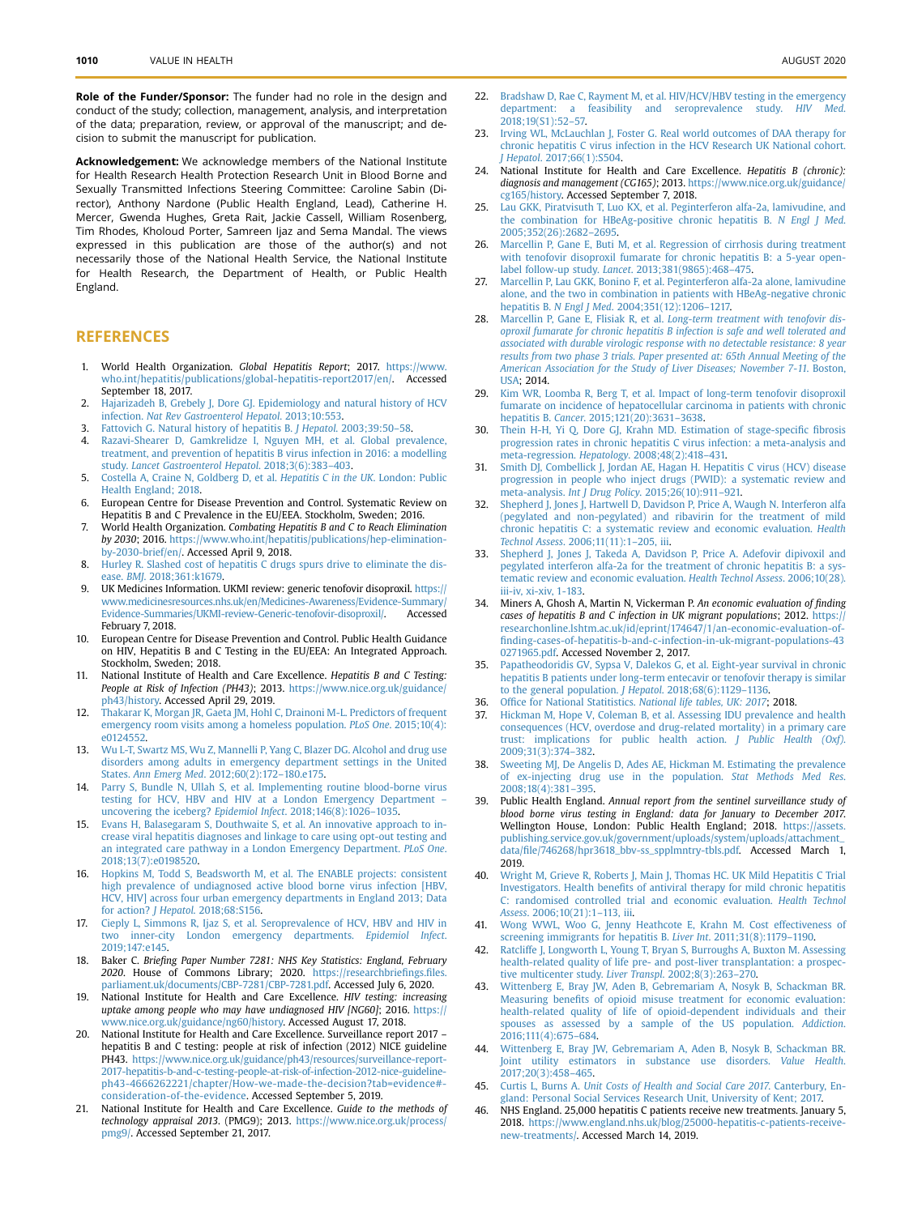**Role of the Funder/Sponsor:** The funder had no role in the design and conduct of the study; collection, management, analysis, and interpretation of the data; preparation, review, or approval of the manuscript; and decision to submit the manuscript for publication.

**Acknowledgement:** We acknowledge members of the National Institute for Health Research Health Protection Research Unit in Blood Borne and Sexually Transmitted Infections Steering Committee: Caroline Sabin (Director), Anthony Nardone (Public Health England, Lead), Catherine H. Mercer, Gwenda Hughes, Greta Rait, Jackie Cassell, William Rosenberg, Tim Rhodes, Kholoud Porter, Samreen Ijaz and Sema Mandal. The views expressed in this publication are those of the author(s) and not necessarily those of the National Health Service, the National Institute for Health Research, the Department of Health, or Public Health England.

## REFERENCES

1. World Health Organization. *Global Hepatitis Report*; 2017. https://www.who.int/hepatitis/publications/global-hepatitis-report2017/en/. Accessed September 18, 2017.
2. Hajarizadeh B, Grebely J, Dore GJ. Epidemiology and natural history of HCV infection. *Nat Rev Gastroenterol Hepatol*. 2013;10:553.
3. Fattovich G. Natural history of hepatitis B. *J Hepatol*. 2003;39:50–58.
4. Razavi-Shearer D, Gamkrelidze I, Nguyen MH, et al. Global prevalence, treatment, and prevention of hepatitis B virus infection in 2016: a modelling study. *Lancet Gastroenterol Hepatol*. 2018;3(6):383–403.
5. Costella A, Craine N, Goldberg D, et al. *Hepatitis C in the UK*. London: Public Health England; 2018.
6. European Centre for Disease Prevention and Control. Systematic Review on Hepatitis B and C Prevalence in the EU/EEA. Stockholm, Sweden; 2016.
7. World Health Organization. *Combating Hepatitis B and C to Reach Elimination by 2030*; 2016. https://www.who.int/hepatitis/publications/hep-elimination-by-2030-brief/en/. Accessed April 9, 2018.
8. Hurley R. Slashed cost of hepatitis C drugs spurs drive to eliminate the disease. *BMJ*. 2018;361:k1679.
9. UK Medicines Information. UKMI review: generic tenofovir disoproxil. https://www.medicinesresources.nhs.uk/en/Medicines-Awareness/Evidence-Summary/Evidence-Summaries/UKMI-review-Generic-tenofovir-disoproxil/. Accessed February 7, 2018.
10. European Centre for Disease Prevention and Control. Public Health Guidance on HIV, Hepatitis B and C Testing in the EU/EEA: An Integrated Approach. Stockholm, Sweden; 2018.
11. National Institute of Health and Care Excellence. *Hepatitis B and C Testing: People at Risk of Infection (PH43)*; 2013. https://www.nice.org.uk/guidance/ph43/history. Accessed April 29, 2019.
12. Thakarar K, Morgan JR, Gaeta JM, Hohl C, Drainoni M-L. Predictors of frequent emergency room visits among a homeless population. *PLoS One*. 2015;10(4):e0124552.
13. Wu L-T, Swartz MS, Wu Z, Mannelli P, Yang C, Blazer DG. Alcohol and drug use disorders among adults in emergency department settings in the United States. *Ann Emerg Med*. 2012;60(2):172–180.e175.
14. Parry S, Bundle N, Ullah S, et al. Implementing routine blood-borne virus testing for HCV, HBV and HIV at a London Emergency Department – uncovering the iceberg? *Epidemiol Infect*. 2018;146(8):1026–1035.
15. Evans H, Balasegaram S, Douthwaite S, et al. An innovative approach to increase viral hepatitis diagnoses and linkage to care using opt-out testing and an integrated care pathway in a London Emergency Department. *PLoS One*. 2018;13(7):e0198520.
16. Hopkins M, Todd S, Beadsworth M, et al. The ENABLE projects: consistent high prevalence of undiagnosed active blood borne virus infection [HBV, HCV, HIV] across four urban emergency departments in England 2013; Data for action? *J Hepatol*. 2018;68:S156.
17. Cieply L, Simmons R, Ijaz S, et al. Seroprevalence of HCV, HBV and HIV in two inner-city London emergency departments. *Epidemiol Infect*. 2019;147:e145.
18. Baker C. *Briefing Paper Number 7281: NHS Key Statistics: England, February 2020*. House of Commons Library; 2020. https://researchbriefings.files.parliament.uk/documents/CBP-7281/CBP-7281.pdf. Accessed July 6, 2020.
19. National Institute for Health and Care Excellence. *HIV testing: increasing uptake among people who may have undiagnosed HIV [NG60]*; 2016. https://www.nice.org.uk/guidance/ng60/history. Accessed August 17, 2018.
20. National Institute for Health and Care Excellence. Surveillance report 2017 – hepatitis B and C testing: people at risk of infection (2012) NICE guideline PH43. https://www.nice.org.uk/guidance/ph43/resources/surveillance-report-2017-hepatitis-b-and-c-testing-people-at-risk-of-infection-2012-nice-guideline-ph43-4666262221/chapter/How-we-made-the-decision?tab=evidence#-consideration-of-the-evidence. Accessed September 5, 2019.
21. National Institute for Health and Care Excellence. *Guide to the methods of technology appraisal 2013*. (PMG9); 2013. https://www.nice.org.uk/process/pmg9/. Accessed September 21, 2017.
22. Bradshaw D, Rae C, Rayment M, et al. HIV/HCV/HBV testing in the emergency department: a feasibility and seroprevalence study. *HIV Med*. 2018;19(S1):52–57.
23. Irving WL, McLauchlan J, Foster G. Real world outcomes of DAA therapy for chronic hepatitis C virus infection in the HCV Research UK National cohort. *J Hepatol*. 2017;66(1):S504.
24. National Institute for Health and Care Excellence. *Hepatitis B (chronic): diagnosis and management (CG165)*; 2013. https://www.nice.org.uk/guidance/cg165/history. Accessed September 7, 2018.
25. Lau GKK, Piratvisuth T, Luo KX, et al. Peginterferon alfa-2a, lamivudine, and the combination for HBeAg-positive chronic hepatitis B. *N Engl J Med*. 2005;352(26):2682–2695.
26. Marcellin P, Gane E, Buti M, et al. Regression of cirrhosis during treatment with tenofovir disoproxil fumarate for chronic hepatitis B: a 5-year open-label follow-up study. *Lancet*. 2013;381(9865):468–475.
27. Marcellin P, Lau GKK, Bonino F, et al. Peginterferon alfa-2a alone, lamivudine alone, and the two in combination in patients with HBeAg-negative chronic hepatitis B. *N Engl J Med*. 2004;351(12):1206–1217.
28. Marcellin P, Gane E, Flisiak R, et al. *Long-term treatment with tenofovir disoproxil fumarate for chronic hepatitis B infection is safe and well tolerated and associated with durable virologic response with no detectable resistance: 8 year results from two phase 3 trials. Paper presented at: 65th Annual Meeting of the American Association for the Study of Liver Diseases; November 7-11*. Boston, USA; 2014.
29. Kim WR, Loomba R, Berg T, et al. Impact of long-term tenofovir disoproxil fumarate on incidence of hepatocellular carcinoma in patients with chronic hepatitis B. *Cancer*. 2015;121(20):3631–3638.
30. Thein H-H, Yi Q, Dore GJ, Krahn MD. Estimation of stage-specific fibrosis progression rates in chronic hepatitis C virus infection: a meta-analysis and meta-regression. *Hepatology*. 2008;48(2):418–431.
31. Smith DJ, Combellick J, Jordan AE, Hagan H. Hepatitis C virus (HCV) disease progression in people who inject drugs (PWID): a systematic review and meta-analysis. *Int J Drug Policy*. 2015;26(10):911–921.
32. Shepherd J, Jones J, Hartwell D, Davidson P, Price A, Waugh N. Interferon alfa (pegylated and non-pegylated) and ribavirin for the treatment of mild chronic hepatitis C: a systematic review and economic evaluation. *Health Technol Assess*. 2006;11(11):1–205, iii.
33. Shepherd J, Jones J, Takeda A, Davidson P, Price A. Adefovir dipivoxil and pegylated interferon alfa-2a for the treatment of chronic hepatitis B: a systematic review and economic evaluation. *Health Technol Assess*. 2006;10(28). iii-iv, xi-xiv, 1-183.
34. Miners A, Ghosh A, Martin N, Vickerman P. *An economic evaluation of finding cases of hepatitis B and C infection in UK migrant populations*; 2012. https://researchonline.lshtm.ac.uk/id/eprint/174647/1/an-economic-evaluation-of-finding-cases-of-hepatitis-b-and-c-infection-in-uk-migrant-populations-430271965.pdf. Accessed November 2, 2017.
35. Papatheodoridis GV, Sypsa V, Dalekos G, et al. Eight-year survival in chronic hepatitis B patients under long-term entecavir or tenofovir therapy is similar to the general population. *J Hepatol*. 2018;68(6):1129–1136.
36. Office for National Statistics. *National life tables, UK: 2017*; 2018.
37. Hickman M, Hope V, Coleman B, et al. Assessing IDU prevalence and health consequences (HCV, overdose and drug-related mortality) in a primary care trust: implications for public health action. *J Public Health (Oxf)*. 2009;31(3):374–382.
38. Sweeting MJ, De Angelis D, Ades AE, Hickman M. Estimating the prevalence of ex-injecting drug use in the population. *Stat Methods Med Res*. 2008;18(4):381–395.
39. Public Health England. *Annual report from the sentinel surveillance study of blood borne virus testing in England: data for January to December 2017*. Wellington House, London: Public Health England; 2018. https://assets.publishing.service.gov.uk/government/uploads/system/uploads/attachment_data/file/746268/hpr3618_bbv-ss_spplmntry-tbls.pdf. Accessed March 1, 2019.
40. Wright M, Grieve R, Roberts J, Main J, Thomas HC. UK Mild Hepatitis C Trial Investigators. Health benefits of antiviral therapy for mild chronic hepatitis C: randomised controlled trial and economic evaluation. *Health Technol Assess*. 2006;10(21):1–113, iii.
41. Wong WWL, Woo G, Jenny Heathcote E, Krahn M. Cost effectiveness of screening immigrants for hepatitis B. *Liver Int*. 2011;31(8):1179–1190.
42. Ratcliffe J, Longworth L, Young T, Bryan S, Burroughs A, Buxton M. Assessing health-related quality of life pre- and post-liver transplantation: a prospective multicenter study. *Liver Transpl*. 2002;8(3):263–270.
43. Wittenberg E, Bray JW, Aden B, Gebremariam A, Nosyk B, Schackman BR. Measuring benefits of opioid misuse treatment for economic evaluation: health-related quality of life of opioid-dependent individuals and their spouses as assessed by a sample of the US population. *Addiction*. 2016;111(4):675–684.
44. Wittenberg E, Bray JW, Gebremariam A, Aden B, Nosyk B, Schackman BR. Joint utility estimators in substance use disorders. *Value Health*. 2017;20(3):458–465.
45. Curtis L, Burns A. *Unit Costs of Health and Social Care 2017*. Canterbury, England: Personal Social Services Research Unit, University of Kent; 2017.
46. NHS England. 25,000 hepatitis C patients receive new treatments. January 5, 2018. https://www.england.nhs.uk/blog/25000-hepatitis-c-patients-receive-new-treatments/. Accessed March 14, 2019.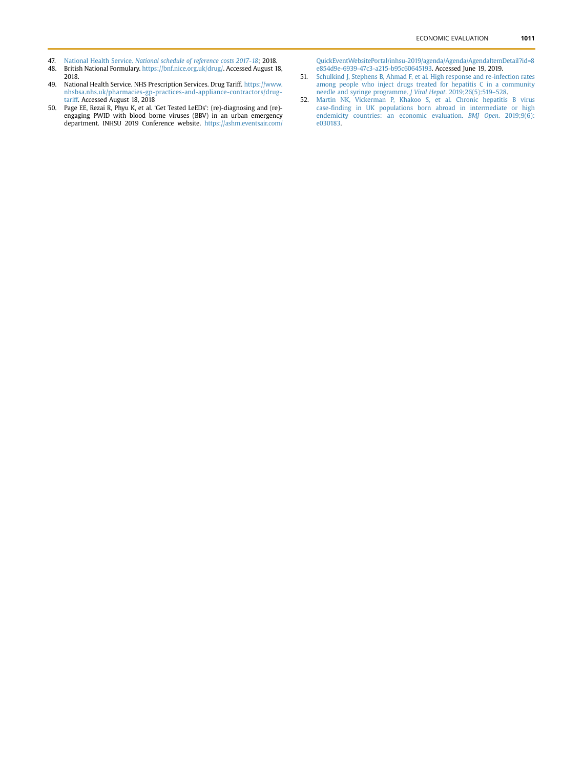47. National Health Service. *National schedule of reference costs 2017-18*; 2018.
48. British National Formulary. https://bnf.nice.org.uk/drug/. Accessed August 18, 2018.
49. National Health Service. NHS Prescription Services. Drug Tariff. https://www.nhsbsa.nhs.uk/pharmacies-gp-practices-and-appliance-contractors/drug-tariff. Accessed August 18, 2018
50. Page EE, Rezai R, Phyu K, et al. 'Get Tested LeEDs': (re)-diagnosing and (re)-engaging PWID with blood borne viruses (BBV) in an urban emergency department. INHSU 2019 Conference website. https://ashm.eventsair.com/QuickEventWebsitePortal/inhsu-2019/agenda/Agenda/AgendaItemDetail?id=8e854d9e-6939-47c3-a215-b95c60645193. Accessed June 19, 2019.
51. Schulkind J, Stephens B, Ahmad F, et al. High response and re-infection rates among people who inject drugs treated for hepatitis C in a community needle and syringe programme. *J Viral Hepat*. 2019;26(5):519–528.
52. Martin NK, Vickerman P, Khakoo S, et al. Chronic hepatitis B virus case-finding in UK populations born abroad in intermediate or high endemicity countries: an economic evaluation. *BMJ Open*. 2019;9(6):e030183.